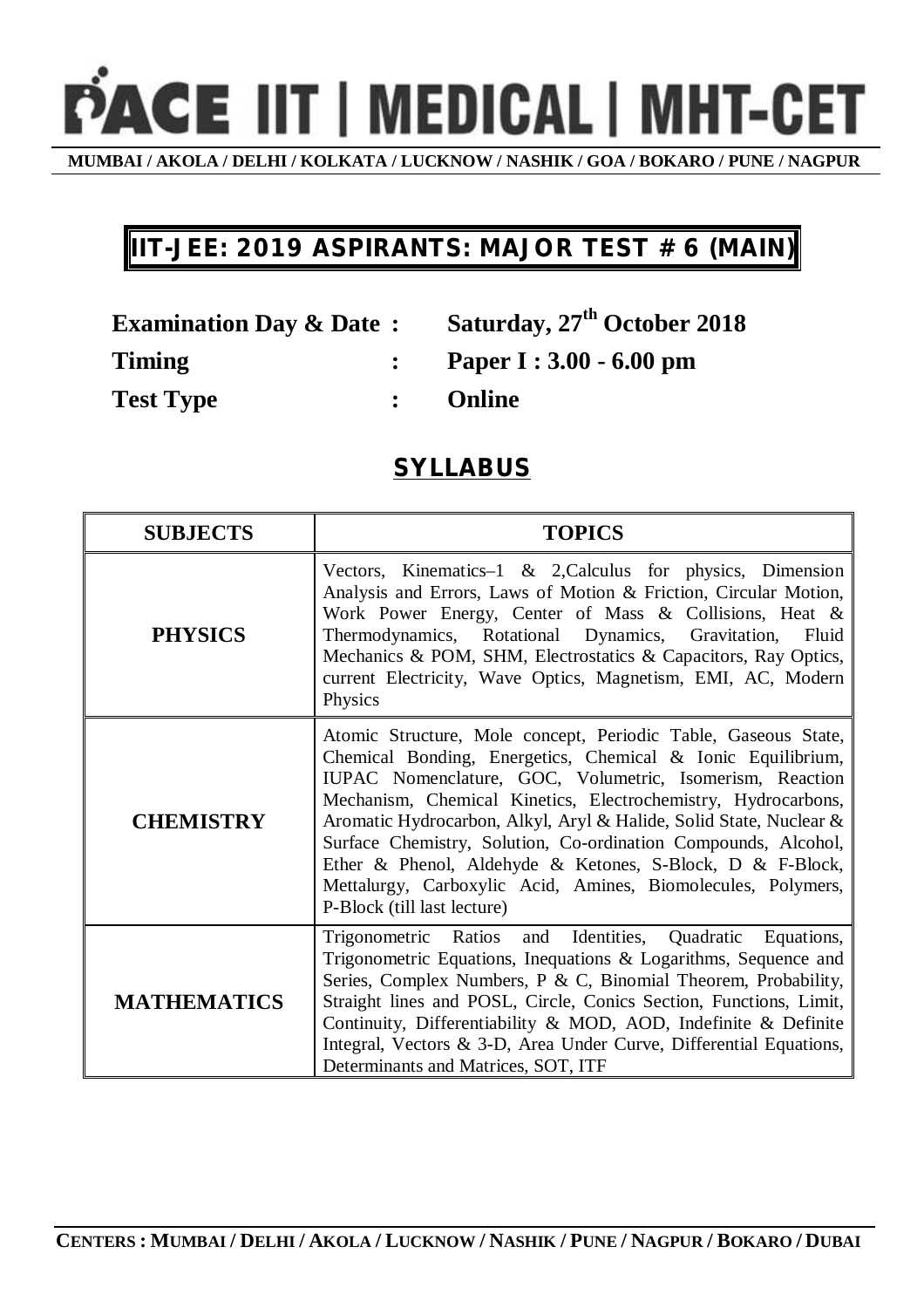# PACE IIT | MEDICAL | MHT-CET

**MUMBAI / AKOLA / DELHI / KOLKATA / LUCKNOW / NASHIK / GOA / BOKARO / PUNE / NAGPUR**

## IIT-JEE: 2019 ASPIRANTS: MAJOR TEST # 6 (MAIN)

**Examination Day & Date :** **Saturday, 27th October 2018**

**Timing :** **Paper I : 3.00 - 6.00 pm**

**Test Type :** **Online**

## SYLLABUS

| SUBJECTS | TOPICS |
|---|---|
| **PHYSICS** | Vectors, Kinematics–1 & 2,Calculus for physics, Dimension Analysis and Errors, Laws of Motion & Friction, Circular Motion, Work Power Energy, Center of Mass & Collisions, Heat & Thermodynamics, Rotational Dynamics, Gravitation, Fluid Mechanics & POM, SHM, Electrostatics & Capacitors, Ray Optics, current Electricity, Wave Optics, Magnetism, EMI, AC, Modern Physics |
| **CHEMISTRY** | Atomic Structure, Mole concept, Periodic Table, Gaseous State, Chemical Bonding, Energetics, Chemical & Ionic Equilibrium, IUPAC Nomenclature, GOC, Volumetric, Isomerism, Reaction Mechanism, Chemical Kinetics, Electrochemistry, Hydrocarbons, Aromatic Hydrocarbon, Alkyl, Aryl & Halide, Solid State, Nuclear & Surface Chemistry, Solution, Co-ordination Compounds, Alcohol, Ether & Phenol, Aldehyde & Ketones, S-Block, D & F-Block, Mettalurgy, Carboxylic Acid, Amines, Biomolecules, Polymers, P-Block (till last lecture) |
| **MATHEMATICS** | Trigonometric Ratios and Identities, Quadratic Equations, Trigonometric Equations, Inequations & Logarithms, Sequence and Series, Complex Numbers, P & C, Binomial Theorem, Probability, Straight lines and POSL, Circle, Conics Section, Functions, Limit, Continuity, Differentiability & MOD, AOD, Indefinite & Definite Integral, Vectors & 3-D, Area Under Curve, Differential Equations, Determinants and Matrices, SOT, ITF |

**CENTERS : MUMBAI / DELHI / AKOLA / LUCKNOW / NASHIK / PUNE / NAGPUR / BOKARO / DUBAI**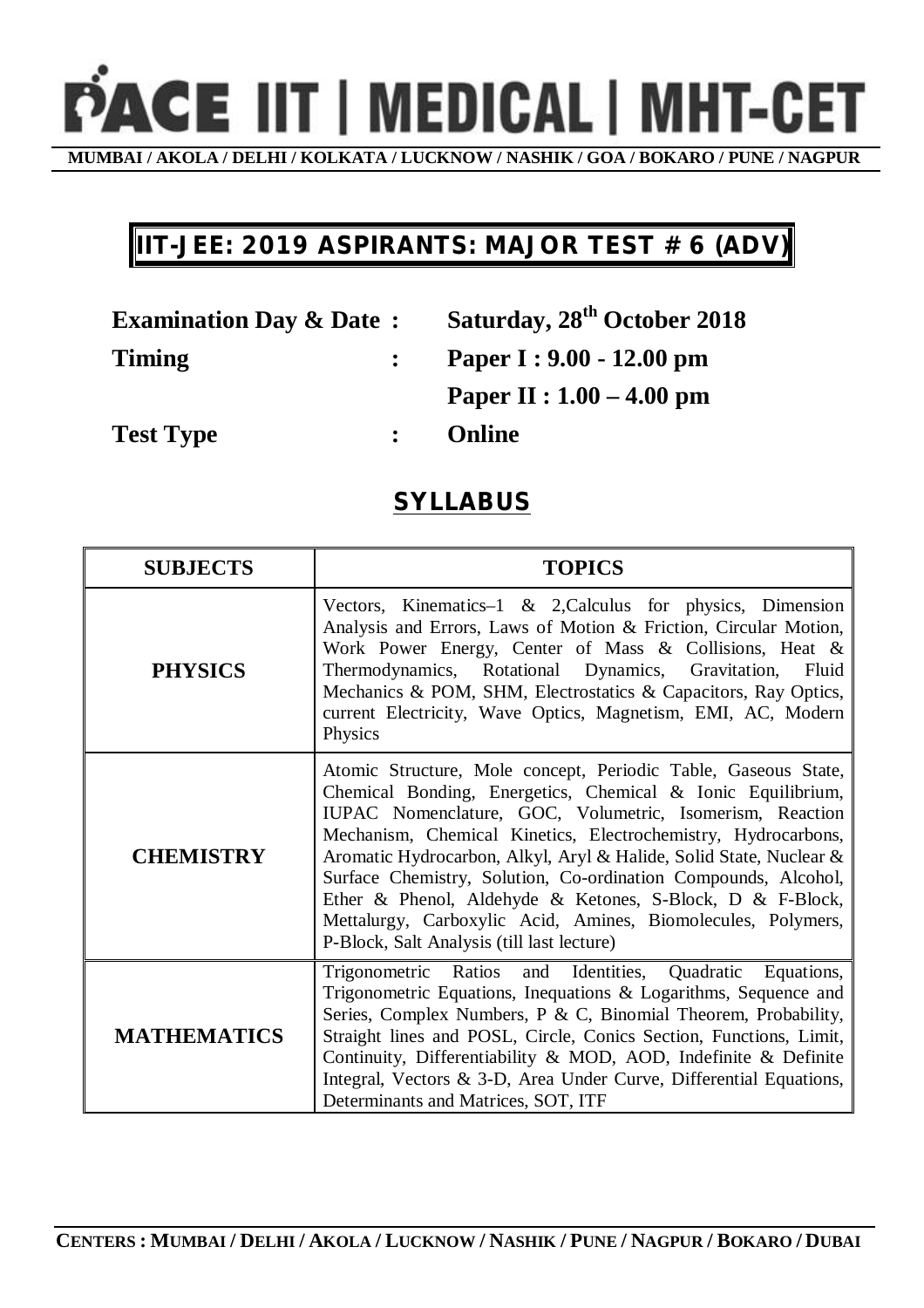# PACE IIT | MEDICAL | MHT-CET

**MUMBAI / AKOLA / DELHI / KOLKATA / LUCKNOW / NASHIK / GOA / BOKARO / PUNE / NAGPUR**

## IIT-JEE: 2019 ASPIRANTS: MAJOR TEST # 6 (ADV)

**Examination Day & Date :** **Saturday, 28th October 2018**

**Timing :** **Paper I : 9.00 - 12.00 pm**

**Paper II : 1.00 – 4.00 pm**

**Test Type :** **Online**

## SYLLABUS

| SUBJECTS | TOPICS |
|---|---|
| **PHYSICS** | Vectors, Kinematics–1 & 2,Calculus for physics, Dimension Analysis and Errors, Laws of Motion & Friction, Circular Motion, Work Power Energy, Center of Mass & Collisions, Heat & Thermodynamics, Rotational Dynamics, Gravitation, Fluid Mechanics & POM, SHM, Electrostatics & Capacitors, Ray Optics, current Electricity, Wave Optics, Magnetism, EMI, AC, Modern Physics |
| **CHEMISTRY** | Atomic Structure, Mole concept, Periodic Table, Gaseous State, Chemical Bonding, Energetics, Chemical & Ionic Equilibrium, IUPAC Nomenclature, GOC, Volumetric, Isomerism, Reaction Mechanism, Chemical Kinetics, Electrochemistry, Hydrocarbons, Aromatic Hydrocarbon, Alkyl, Aryl & Halide, Solid State, Nuclear & Surface Chemistry, Solution, Co-ordination Compounds, Alcohol, Ether & Phenol, Aldehyde & Ketones, S-Block, D & F-Block, Mettalurgy, Carboxylic Acid, Amines, Biomolecules, Polymers, P-Block, Salt Analysis (till last lecture) |
| **MATHEMATICS** | Trigonometric Ratios and Identities, Quadratic Equations, Trigonometric Equations, Inequations & Logarithms, Sequence and Series, Complex Numbers, P & C, Binomial Theorem, Probability, Straight lines and POSL, Circle, Conics Section, Functions, Limit, Continuity, Differentiability & MOD, AOD, Indefinite & Definite Integral, Vectors & 3-D, Area Under Curve, Differential Equations, Determinants and Matrices, SOT, ITF |

**CENTERS : MUMBAI / DELHI / AKOLA / LUCKNOW / NASHIK / PUNE / NAGPUR / BOKARO / DUBAI**